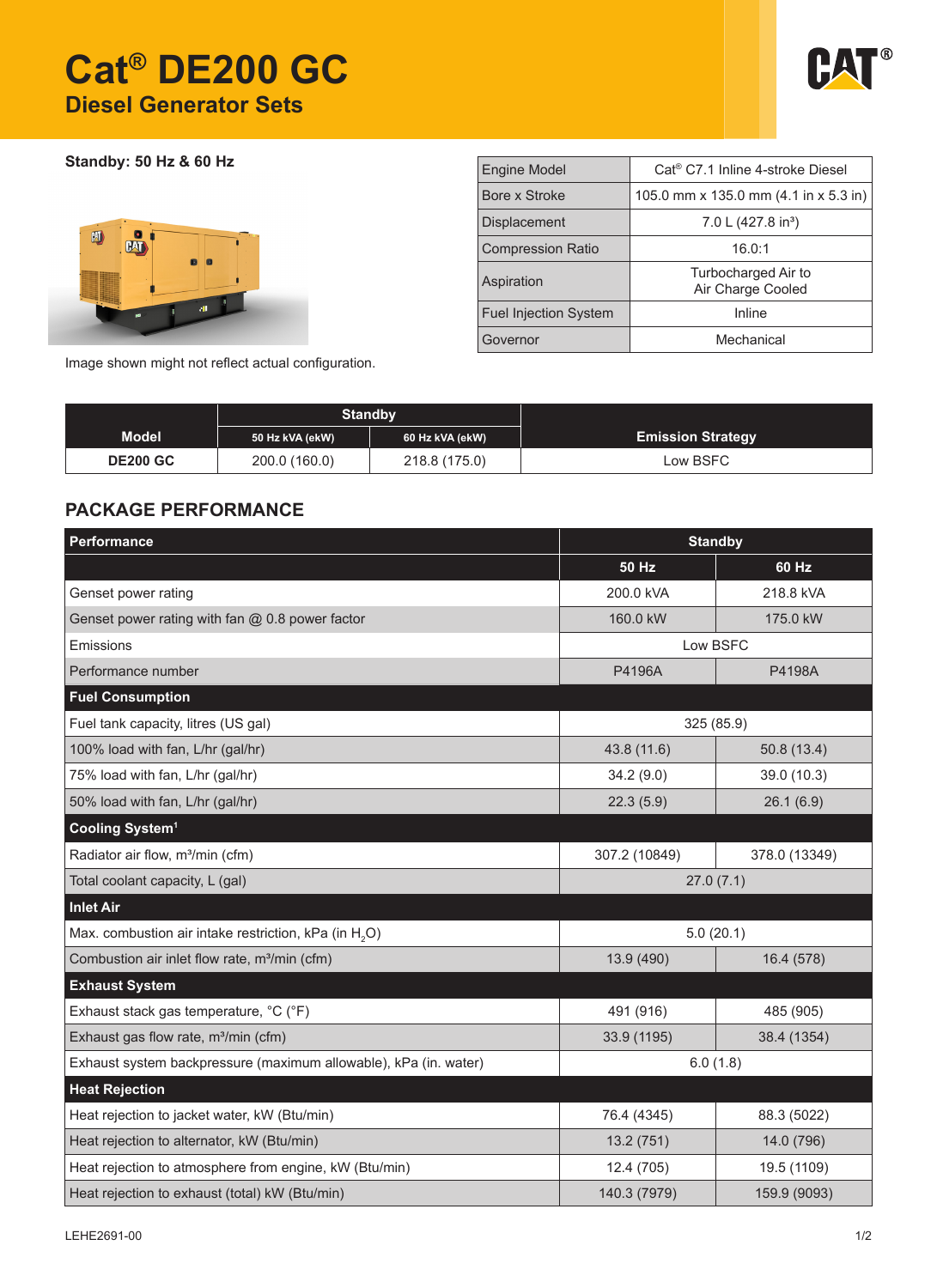# Cat® DE200 GC

## Diesel Generator Sets

**Standby: 50 Hz & 60 Hz**

Image shown might not reflect actual configuration.

| Engine Model | Cat® C7.1 Inline 4-stroke Diesel |
|---|---|
| Bore x Stroke | 105.0 mm x 135.0 mm (4.1 in x 5.3 in) |
| Displacement | 7.0 L (427.8 in³) |
| Compression Ratio | 16.0:1 |
| Aspiration | Turbocharged Air to Air Charge Cooled |
| Fuel Injection System | Inline |
| Governor | Mechanical |

| Model | Standby | | Emission Strategy |
|---|---|---|---|
| | 50 Hz kVA (ekW) | 60 Hz kVA (ekW) | |
| DE200 GC | 200.0 (160.0) | 218.8 (175.0) | Low BSFC |

## PACKAGE PERFORMANCE

| Performance | Standby | |
|---|---|---|
| | 50 Hz | 60 Hz |
| Genset power rating | 200.0 kVA | 218.8 kVA |
| Genset power rating with fan @ 0.8 power factor | 160.0 kW | 175.0 kW |
| Emissions | Low BSFC | |
| Performance number | P4196A | P4198A |
| **Fuel Consumption** | | |
| Fuel tank capacity, litres (US gal) | 325 (85.9) | |
| 100% load with fan, L/hr (gal/hr) | 43.8 (11.6) | 50.8 (13.4) |
| 75% load with fan, L/hr (gal/hr) | 34.2 (9.0) | 39.0 (10.3) |
| 50% load with fan, L/hr (gal/hr) | 22.3 (5.9) | 26.1 (6.9) |
| **Cooling System[1]** | | |
| Radiator air flow, m³/min (cfm) | 307.2 (10849) | 378.0 (13349) |
| Total coolant capacity, L (gal) | 27.0 (7.1) | |
| **Inlet Air** | | |
| Max. combustion air intake restriction, kPa (in $H_2O$) | 5.0 (20.1) | |
| Combustion air inlet flow rate, m³/min (cfm) | 13.9 (490) | 16.4 (578) |
| **Exhaust System** | | |
| Exhaust stack gas temperature, °C (°F) | 491 (916) | 485 (905) |
| Exhaust gas flow rate, m³/min (cfm) | 33.9 (1195) | 38.4 (1354) |
| Exhaust system backpressure (maximum allowable), kPa (in. water) | 6.0 (1.8) | |
| **Heat Rejection** | | |
| Heat rejection to jacket water, kW (Btu/min) | 76.4 (4345) | 88.3 (5022) |
| Heat rejection to alternator, kW (Btu/min) | 13.2 (751) | 14.0 (796) |
| Heat rejection to atmosphere from engine, kW (Btu/min) | 12.4 (705) | 19.5 (1109) |
| Heat rejection to exhaust (total) kW (Btu/min) | 140.3 (7979) | 159.9 (9093) |

LEHE2691-00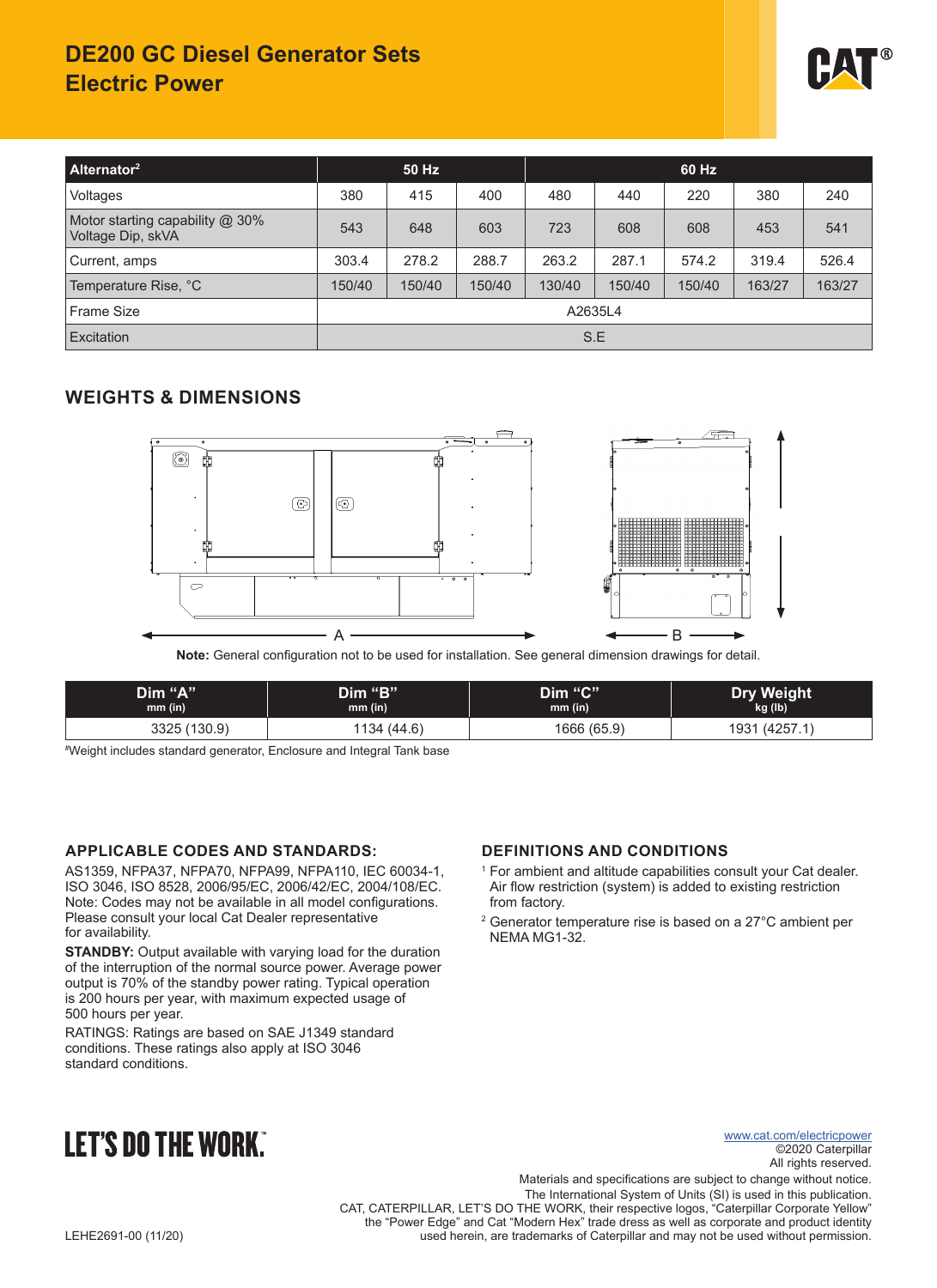# DE200 GC Diesel Generator Sets
# Electric Power

| Alternator[2] | 50 Hz | | | 60 Hz | | | | |
|---|---|---|---|---|---|---|---|---|
| Voltages | 380 | 415 | 400 | 480 | 440 | 220 | 380 | 240 |
| Motor starting capability @ 30% Voltage Dip, skVA | 543 | 648 | 603 | 723 | 608 | 608 | 453 | 541 |
| Current, amps | 303.4 | 278.2 | 288.7 | 263.2 | 287.1 | 574.2 | 319.4 | 526.4 |
| Temperature Rise, °C | 150/40 | 150/40 | 150/40 | 130/40 | 150/40 | 150/40 | 163/27 | 163/27 |
| Frame Size | A2635L4 | | | | | | | |
| Excitation | S.E | | | | | | | |

## WEIGHTS & DIMENSIONS

A

B

**Note:** General configuration not to be used for installation. See general dimension drawings for detail.

| Dim "A" mm (in) | Dim "B" mm (in) | Dim "C" mm (in) | Dry Weight kg (lb) |
|---|---|---|---|
| 3325 (130.9) | 1134 (44.6) | 1666 (65.9) | 1931 (4257.1) |

[#]Weight includes standard generator, Enclosure and Integral Tank base

### APPLICABLE CODES AND STANDARDS:

AS1359, NFPA37, NFPA70, NFPA99, NFPA110, IEC 60034-1, ISO 3046, ISO 8528, 2006/95/EC, 2006/42/EC, 2004/108/EC. Note: Codes may not be available in all model configurations. Please consult your local Cat Dealer representative for availability.

**STANDBY:** Output available with varying load for the duration of the interruption of the normal source power. Average power output is 70% of the standby power rating. Typical operation is 200 hours per year, with maximum expected usage of 500 hours per year.

RATINGS: Ratings are based on SAE J1349 standard conditions. These ratings also apply at ISO 3046 standard conditions.

### DEFINITIONS AND CONDITIONS

[1] For ambient and altitude capabilities consult your Cat dealer. Air flow restriction (system) is added to existing restriction from factory.

[2] Generator temperature rise is based on a 27°C ambient per NEMA MG1-32.

LET'S DO THE WORK.™

www.cat.com/electricpower
©2020 Caterpillar
All rights reserved.

Materials and specifications are subject to change without notice.
The International System of Units (SI) is used in this publication.
CAT, CATERPILLAR, LET'S DO THE WORK, their respective logos, "Caterpillar Corporate Yellow" the "Power Edge" and Cat "Modern Hex" trade dress as well as corporate and product identity used herein, are trademarks of Caterpillar and may not be used without permission.

LEHE2691-00 (11/20)